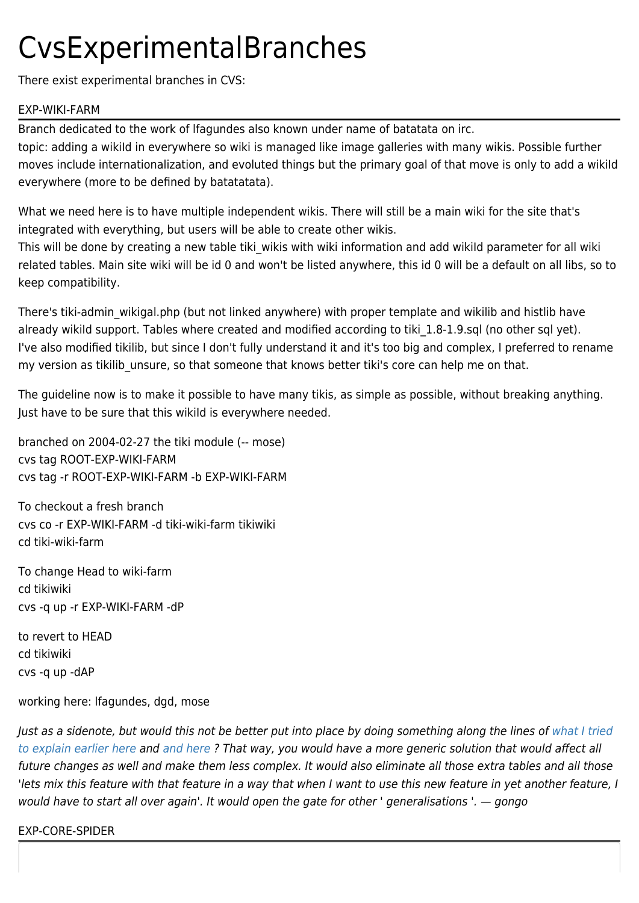# CvsExperimentalBranches

There exist experimental branches in CVS:

## EXP-WIKI-FARM

Branch dedicated to the work of lfagundes also known under name of batatata on irc.
topic: adding a wikiId in everywhere so wiki is managed like image galleries with many wikis. Possible further moves include internationalization, and evoluted things but the primary goal of that move is only to add a wikiId everywhere (more to be defined by batatatata).

What we need here is to have multiple independent wikis. There will still be a main wiki for the site that's integrated with everything, but users will be able to create other wikis.
This will be done by creating a new table tiki_wikis with wiki information and add wikiId parameter for all wiki related tables. Main site wiki will be id 0 and won't be listed anywhere, this id 0 will be a default on all libs, so to keep compatibility.

There's tiki-admin_wikigal.php (but not linked anywhere) with proper template and wikilib and histlib have already wikiId support. Tables where created and modified according to tiki_1.8-1.9.sql (no other sql yet).
I've also modified tikilib, but since I don't fully understand it and it's too big and complex, I preferred to rename my version as tikilib_unsure, so that someone that knows better tiki's core can help me on that.

The guideline now is to make it possible to have many tikis, as simple as possible, without breaking anything.
Just have to be sure that this wikiId is everywhere needed.

branched on 2004-02-27 the tiki module (-- mose)
cvs tag ROOT-EXP-WIKI-FARM
cvs tag -r ROOT-EXP-WIKI-FARM -b EXP-WIKI-FARM

To checkout a fresh branch
cvs co -r EXP-WIKI-FARM -d tiki-wiki-farm tikiwiki
cd tiki-wiki-farm

To change Head to wiki-farm
cd tikiwiki
cvs -q up -r EXP-WIKI-FARM -dP

to revert to HEAD
cd tikiwiki
cvs -q up -dAP

working here: lfagundes, dgd, mose

*Just as a sidenote, but would this not be better put into place by doing something along the lines of what I tried to explain earlier here and and here ? That way, you would have a more generic solution that would affect all future changes as well and make them less complex. It would also eliminate all those extra tables and all those 'lets mix this feature with that feature in a way that when I want to use this new feature in yet another feature, I would have to start all over again'. It would open the gate for other ' generalisations '. — gongo*

## EXP-CORE-SPIDER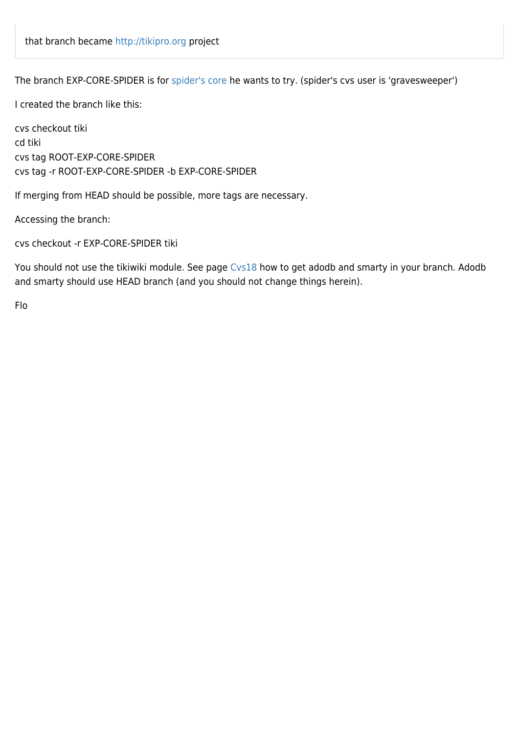> that branch became http://tikipro.org project

The branch EXP-CORE-SPIDER is for spider's core he wants to try. (spider's cvs user is 'gravesweeper')

I created the branch like this:

cvs checkout tiki
cd tiki
cvs tag ROOT-EXP-CORE-SPIDER
cvs tag -r ROOT-EXP-CORE-SPIDER -b EXP-CORE-SPIDER

If merging from HEAD should be possible, more tags are necessary.

Accessing the branch:

cvs checkout -r EXP-CORE-SPIDER tiki

You should not use the tikiwiki module. See page Cvs18 how to get adodb and smarty in your branch. Adodb and smarty should use HEAD branch (and you should not change things herein).

Flo